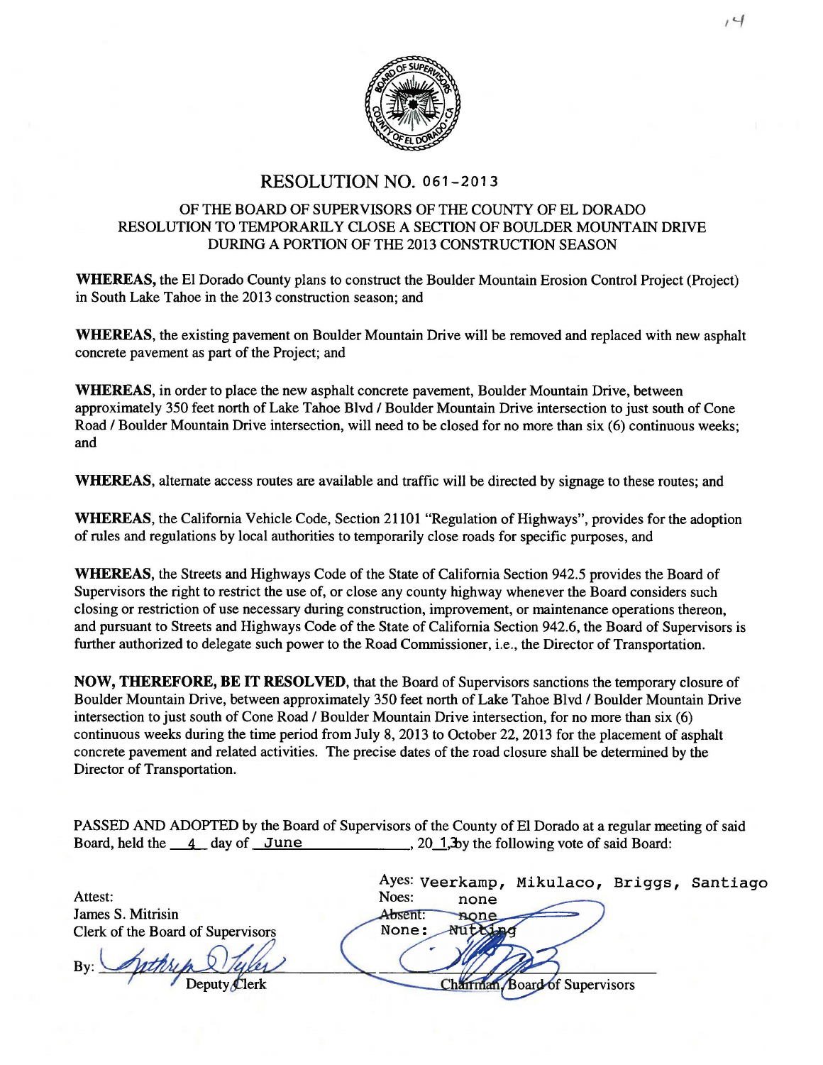# RESOLUTION NO. 061-2013

## OF THE BOARD OF SUPERVISORS OF THE COUNTY OF EL DORADO RESOLUTION TO TEMPORARILY CLOSE A SECTION OF BOULDER MOUNTAIN DRIVE DURING A PORTION OF THE 2013 CONSTRUCTION SEASON

**WHEREAS,** the El Dorado County plans to construct the Boulder Mountain Erosion Control Project (Project) in South Lake Tahoe in the 2013 construction season; and

**WHEREAS,** the existing pavement on Boulder Mountain Drive will be removed and replaced with new asphalt concrete pavement as part of the Project; and

**WHEREAS,** in order to place the new asphalt concrete pavement, Boulder Mountain Drive, between approximately 350 feet north of Lake Tahoe Blvd / Boulder Mountain Drive intersection to just south of Cone Road / Boulder Mountain Drive intersection, will need to be closed for no more than six (6) continuous weeks; and

**WHEREAS,** alternate access routes are available and traffic will be directed by signage to these routes; and

**WHEREAS,** the California Vehicle Code, Section 21101 "Regulation of Highways", provides for the adoption of rules and regulations by local authorities to temporarily close roads for specific purposes, and

**WHEREAS,** the Streets and Highways Code of the State of California Section 942.5 provides the Board of Supervisors the right to restrict the use of, or close any county highway whenever the Board considers such closing or restriction of use necessary during construction, improvement, or maintenance operations thereon, and pursuant to Streets and Highways Code of the State of California Section 942.6, the Board of Supervisors is further authorized to delegate such power to the Road Commissioner, i.e., the Director of Transportation.

**NOW, THEREFORE, BE IT RESOLVED,** that the Board of Supervisors sanctions the temporary closure of Boulder Mountain Drive, between approximately 350 feet north of Lake Tahoe Blvd / Boulder Mountain Drive intersection to just south of Cone Road / Boulder Mountain Drive intersection, for no more than six (6) continuous weeks during the time period from July 8, 2013 to October 22, 2013 for the placement of asphalt concrete pavement and related activities. The precise dates of the road closure shall be determined by the Director of Transportation.

PASSED AND ADOPTED by the Board of Supervisors of the County of El Dorado at a regular meeting of said Board, held the 4 day of June, 2013, by the following vote of said Board:

Ayes: Veerkamp, Mikulaco, Briggs, Santiago
Noes: none
~~Absent:~~ none
None: Nutting

Attest:
James S. Mitrisin
Clerk of the Board of Supervisors

By: ____________________
Deputy Clerk

____________________
Chairman, Board of Supervisors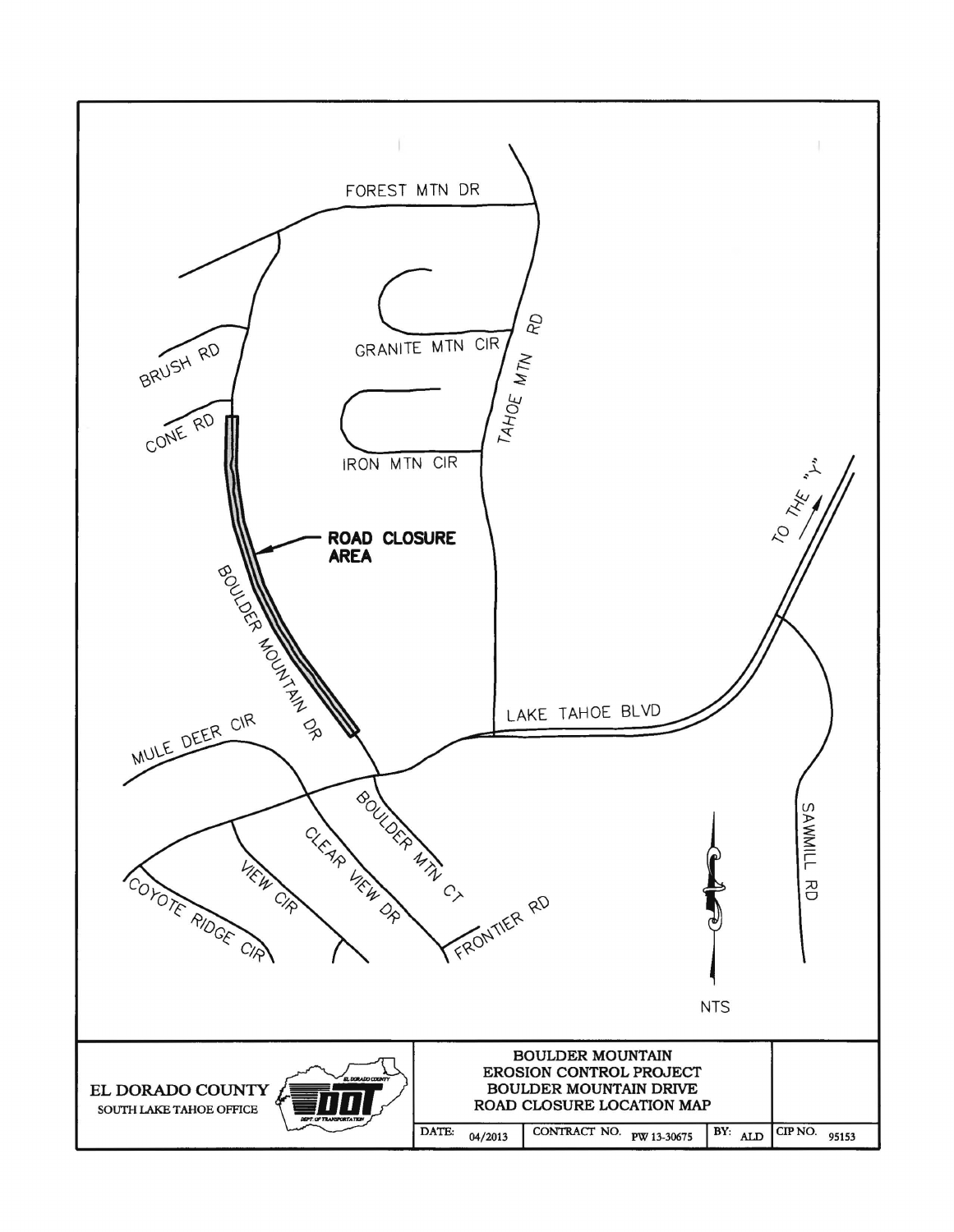FOREST MTN DR

BRUSH RD

GRANITE MTN CIR

TAHOE MTN RD

CONE RD

IRON MTN CIR

TO THE "Y"

**ROAD CLOSURE AREA**

BOULDER MOUNTAIN DR

LAKE TAHOE BLVD

MULE DEER CIR

BOULDER MTN CT

CLEAR VIEW DR

VIEW CIR

COYOTE RIDGE CIR

FRONTIER RD

SAWMILL RD

NTS

| | | | | |
|---|---|---|---|---|
| **EL DORADO COUNTY** SOUTH LAKE TAHOE OFFICE | **BOULDER MOUNTAIN EROSION CONTROL PROJECT BOULDER MOUNTAIN DRIVE ROAD CLOSURE LOCATION MAP** | | | |
| | DATE: 04/2013 | CONTRACT NO. PW 13-30675 | BY: ALD | CIP NO. 95153 |